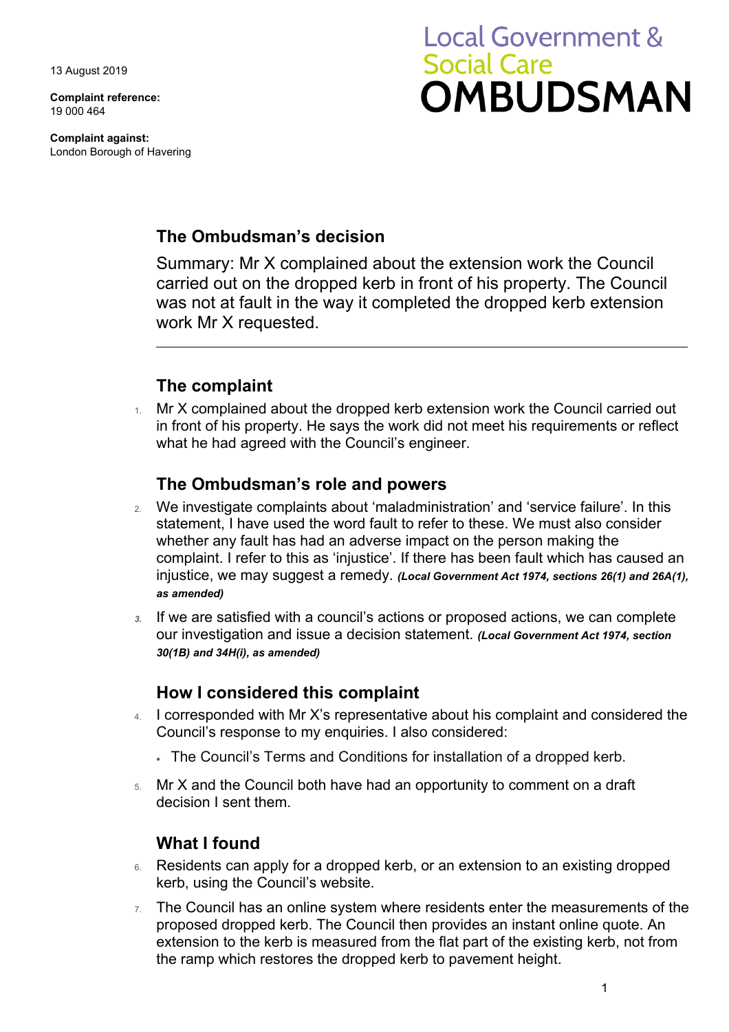13 August 2019

**Complaint reference:**
19 000 464

**Complaint against:**
London Borough of Havering

Local Government & Social Care **OMBUDSMAN**

## The Ombudsman's decision

Summary: Mr X complained about the extension work the Council carried out on the dropped kerb in front of his property. The Council was not at fault in the way it completed the dropped kerb extension work Mr X requested.

---

## The complaint

1. Mr X complained about the dropped kerb extension work the Council carried out in front of his property. He says the work did not meet his requirements or reflect what he had agreed with the Council's engineer.

## The Ombudsman's role and powers

2. We investigate complaints about 'maladministration' and 'service failure'. In this statement, I have used the word fault to refer to these. We must also consider whether any fault has had an adverse impact on the person making the complaint. I refer to this as 'injustice'. If there has been fault which has caused an injustice, we may suggest a remedy. ***(Local Government Act 1974, sections 26(1) and 26A(1), as amended)***

3. If we are satisfied with a council's actions or proposed actions, we can complete our investigation and issue a decision statement. ***(Local Government Act 1974, section 30(1B) and 34H(i), as amended)***

## How I considered this complaint

4. I corresponded with Mr X's representative about his complaint and considered the Council's response to my enquiries. I also considered:
   - The Council's Terms and Conditions for installation of a dropped kerb.

5. Mr X and the Council both have had an opportunity to comment on a draft decision I sent them.

## What I found

6. Residents can apply for a dropped kerb, or an extension to an existing dropped kerb, using the Council's website.

7. The Council has an online system where residents enter the measurements of the proposed dropped kerb. The Council then provides an instant online quote. An extension to the kerb is measured from the flat part of the existing kerb, not from the ramp which restores the dropped kerb to pavement height.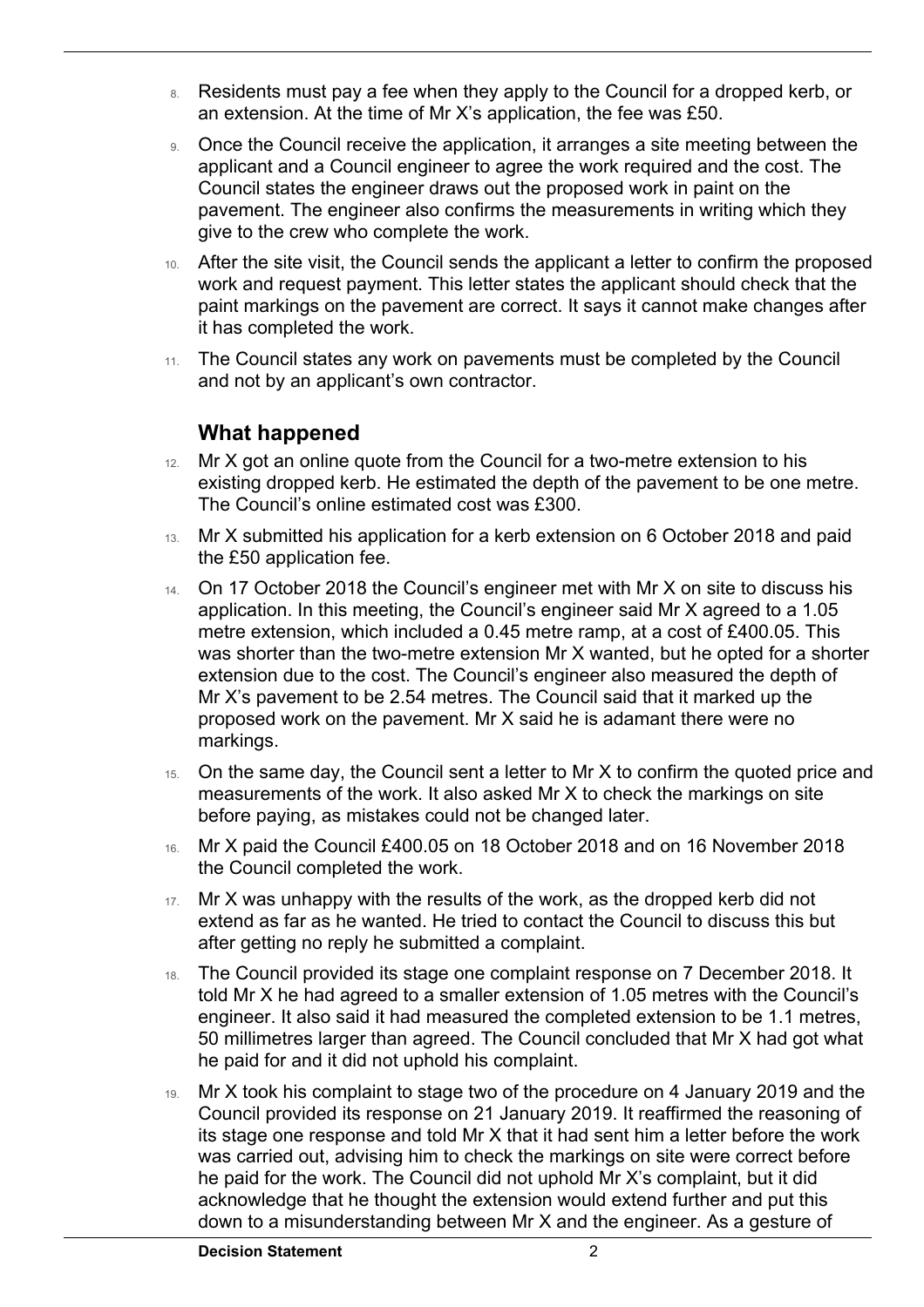8. Residents must pay a fee when they apply to the Council for a dropped kerb, or an extension. At the time of Mr X's application, the fee was £50.

9. Once the Council receive the application, it arranges a site meeting between the applicant and a Council engineer to agree the work required and the cost. The Council states the engineer draws out the proposed work in paint on the pavement. The engineer also confirms the measurements in writing which they give to the crew who complete the work.

10. After the site visit, the Council sends the applicant a letter to confirm the proposed work and request payment. This letter states the applicant should check that the paint markings on the pavement are correct. It says it cannot make changes after it has completed the work.

11. The Council states any work on pavements must be completed by the Council and not by an applicant's own contractor.

### What happened

12. Mr X got an online quote from the Council for a two-metre extension to his existing dropped kerb. He estimated the depth of the pavement to be one metre. The Council's online estimated cost was £300.

13. Mr X submitted his application for a kerb extension on 6 October 2018 and paid the £50 application fee.

14. On 17 October 2018 the Council's engineer met with Mr X on site to discuss his application. In this meeting, the Council's engineer said Mr X agreed to a 1.05 metre extension, which included a 0.45 metre ramp, at a cost of £400.05. This was shorter than the two-metre extension Mr X wanted, but he opted for a shorter extension due to the cost. The Council's engineer also measured the depth of Mr X's pavement to be 2.54 metres. The Council said that it marked up the proposed work on the pavement. Mr X said he is adamant there were no markings.

15. On the same day, the Council sent a letter to Mr X to confirm the quoted price and measurements of the work. It also asked Mr X to check the markings on site before paying, as mistakes could not be changed later.

16. Mr X paid the Council £400.05 on 18 October 2018 and on 16 November 2018 the Council completed the work.

17. Mr X was unhappy with the results of the work, as the dropped kerb did not extend as far as he wanted. He tried to contact the Council to discuss this but after getting no reply he submitted a complaint.

18. The Council provided its stage one complaint response on 7 December 2018. It told Mr X he had agreed to a smaller extension of 1.05 metres with the Council's engineer. It also said it had measured the completed extension to be 1.1 metres, 50 millimetres larger than agreed. The Council concluded that Mr X had got what he paid for and it did not uphold his complaint.

19. Mr X took his complaint to stage two of the procedure on 4 January 2019 and the Council provided its response on 21 January 2019. It reaffirmed the reasoning of its stage one response and told Mr X that it had sent him a letter before the work was carried out, advising him to check the markings on site were correct before he paid for the work. The Council did not uphold Mr X's complaint, but it did acknowledge that he thought the extension would extend further and put this down to a misunderstanding between Mr X and the engineer. As a gesture of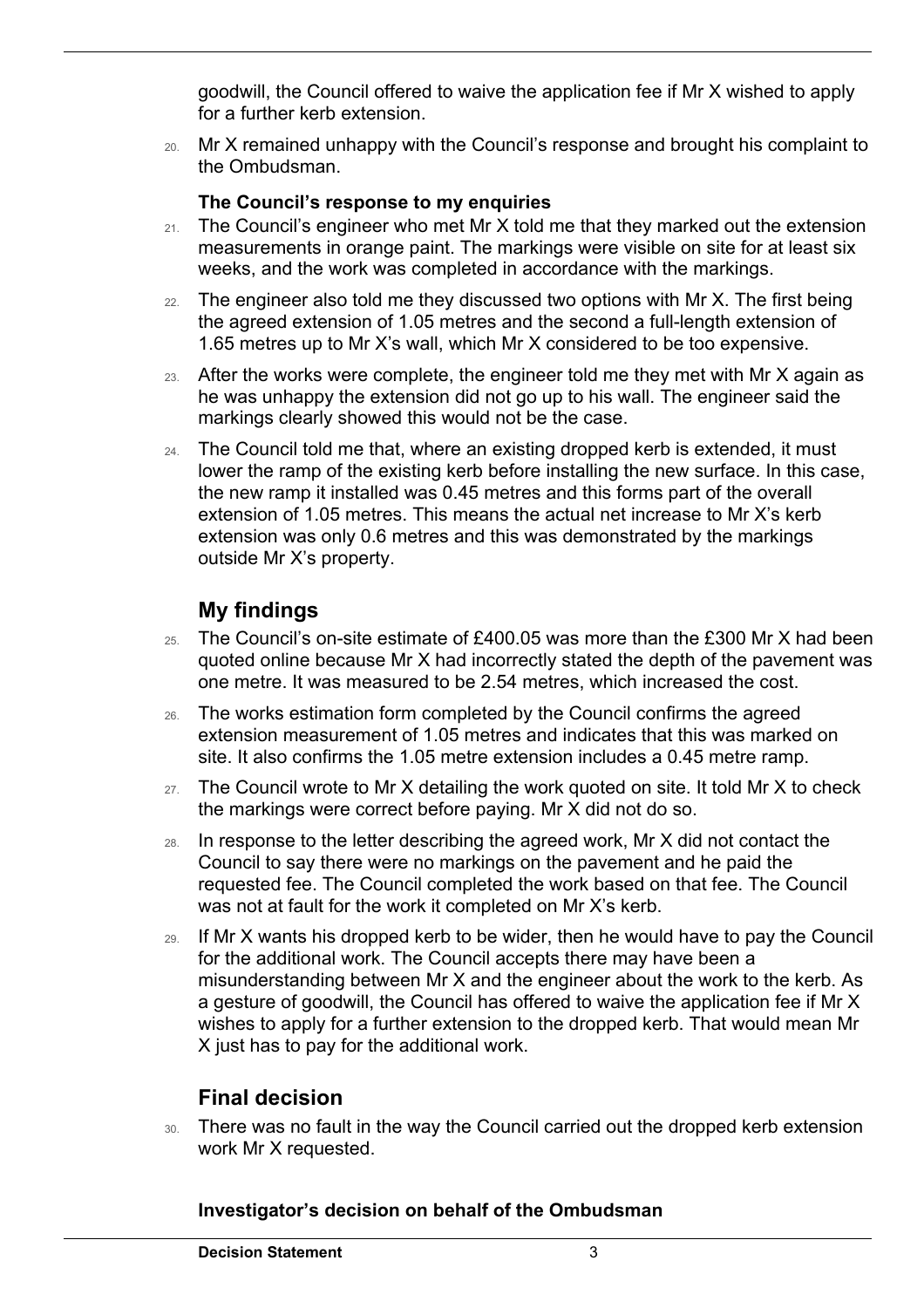goodwill, the Council offered to waive the application fee if Mr X wished to apply for a further kerb extension.

20. Mr X remained unhappy with the Council's response and brought his complaint to the Ombudsman.

**The Council's response to my enquiries**

21. The Council's engineer who met Mr X told me that they marked out the extension measurements in orange paint. The markings were visible on site for at least six weeks, and the work was completed in accordance with the markings.

22. The engineer also told me they discussed two options with Mr X. The first being the agreed extension of 1.05 metres and the second a full-length extension of 1.65 metres up to Mr X's wall, which Mr X considered to be too expensive.

23. After the works were complete, the engineer told me they met with Mr X again as he was unhappy the extension did not go up to his wall. The engineer said the markings clearly showed this would not be the case.

24. The Council told me that, where an existing dropped kerb is extended, it must lower the ramp of the existing kerb before installing the new surface. In this case, the new ramp it installed was 0.45 metres and this forms part of the overall extension of 1.05 metres. This means the actual net increase to Mr X's kerb extension was only 0.6 metres and this was demonstrated by the markings outside Mr X's property.

## My findings

25. The Council's on-site estimate of £400.05 was more than the £300 Mr X had been quoted online because Mr X had incorrectly stated the depth of the pavement was one metre. It was measured to be 2.54 metres, which increased the cost.

26. The works estimation form completed by the Council confirms the agreed extension measurement of 1.05 metres and indicates that this was marked on site. It also confirms the 1.05 metre extension includes a 0.45 metre ramp.

27. The Council wrote to Mr X detailing the work quoted on site. It told Mr X to check the markings were correct before paying. Mr X did not do so.

28. In response to the letter describing the agreed work, Mr X did not contact the Council to say there were no markings on the pavement and he paid the requested fee. The Council completed the work based on that fee. The Council was not at fault for the work it completed on Mr X's kerb.

29. If Mr X wants his dropped kerb to be wider, then he would have to pay the Council for the additional work. The Council accepts there may have been a misunderstanding between Mr X and the engineer about the work to the kerb. As a gesture of goodwill, the Council has offered to waive the application fee if Mr X wishes to apply for a further extension to the dropped kerb. That would mean Mr X just has to pay for the additional work.

## Final decision

30. There was no fault in the way the Council carried out the dropped kerb extension work Mr X requested.

**Investigator's decision on behalf of the Ombudsman**